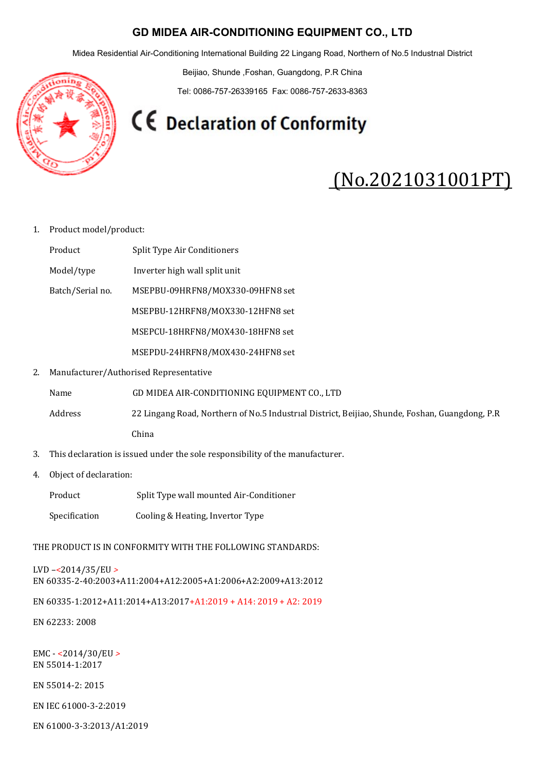# GD MIDEA AIR-CONDITIONING EQUIPMENT CO., LTD

Midea Residential Air-Conditioning International Building 22 Lingang Road, Northern of No.5 Industrıal District

Beijiao, Shunde ,Foshan, Guangdong, P.R China

Tel: 0086-757-26339165 Fax: 0086-757-2633-8363

# CE Declaration of Conformity

## (No.2021031001PT)

1. Product model/product:

   Product Split Type Air Conditioners

   Model/type Inverter high wall split unit

   Batch/Serial no. MSEPBU-09HRFN8/MOX330-09HFN8 set

   MSEPBU-12HRFN8/MOX330-12HFN8 set

   MSEPCU-18HRFN8/MOX430-18HFN8 set

   MSEPDU-24HRFN8/MOX430-24HFN8 set

2. Manufacturer/Authorised Representative

   Name GD MIDEA AIR-CONDITIONING EQUIPMENT CO., LTD

   Address 22 Lingang Road, Northern of No.5 Industrıal District, Beijiao, Shunde, Foshan, Guangdong, P.R China

3. This declaration is issued under the sole responsibility of the manufacturer.

4. Object of declaration:

   Product Split Type wall mounted Air-Conditioner

   Specification Cooling & Heating, Invertor Type

THE PRODUCT IS IN CONFORMITY WITH THE FOLLOWING STANDARDS:

LVD –<2014/35/EU >
EN 60335-2-40:2003+A11:2004+A12:2005+A1:2006+A2:2009+A13:2012

EN 60335-1:2012+A11:2014+A13:2017+A1:2019 + A14: 2019 + A2: 2019

EN 62233: 2008

EMC - <2014/30/EU >
EN 55014-1:2017

EN 55014-2: 2015

EN IEC 61000-3-2:2019

EN 61000-3-3:2013/A1:2019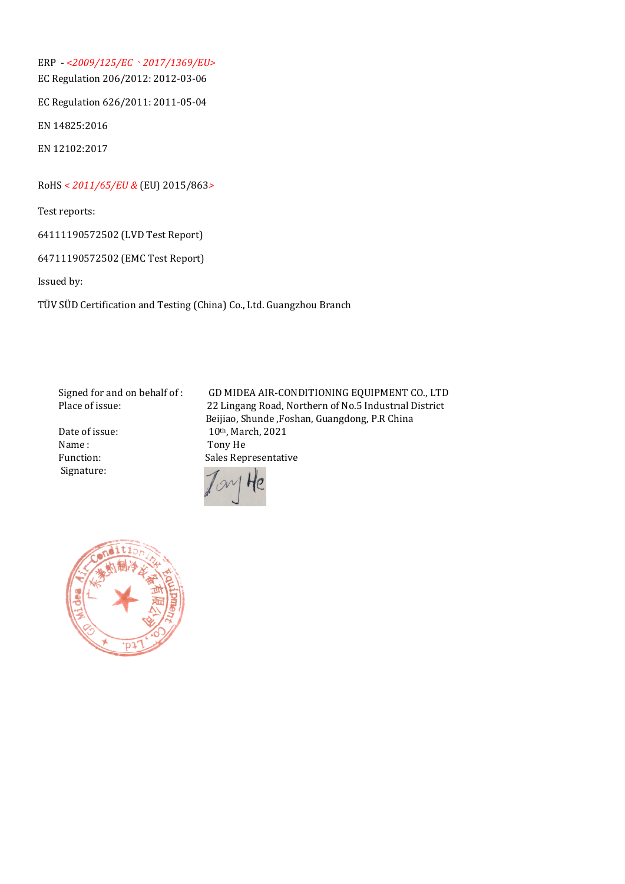ERP - *<2009/125/EC 、2017/1369/EU>*

EC Regulation 206/2012: 2012-03-06

EC Regulation 626/2011: 2011-05-04

EN 14825:2016

EN 12102:2017

RoHS *< 2011/65/EU &* (EU) 2015/863>

Test reports:

64111190572502 (LVD Test Report)

64711190572502 (EMC Test Report)

Issued by:

TÜV SÜD Certification and Testing (China) Co., Ltd. Guangzhou Branch

| | |
|---|---|
| Signed for and on behalf of : | GD MIDEA AIR-CONDITIONING EQUIPMENT CO., LTD |
| Place of issue: | 22 Lingang Road, Northern of No.5 Industrial District Beijiao, Shunde ,Foshan, Guangdong, P.R China |
| Date of issue: | 10th, March, 2021 |
| Name : | Tony He |
| Function: | Sales Representative |
| Signature: | Tony He |

GD Midea Air-Conditioning Equipment Co., Ltd.
广东美的制冷设备有限公司